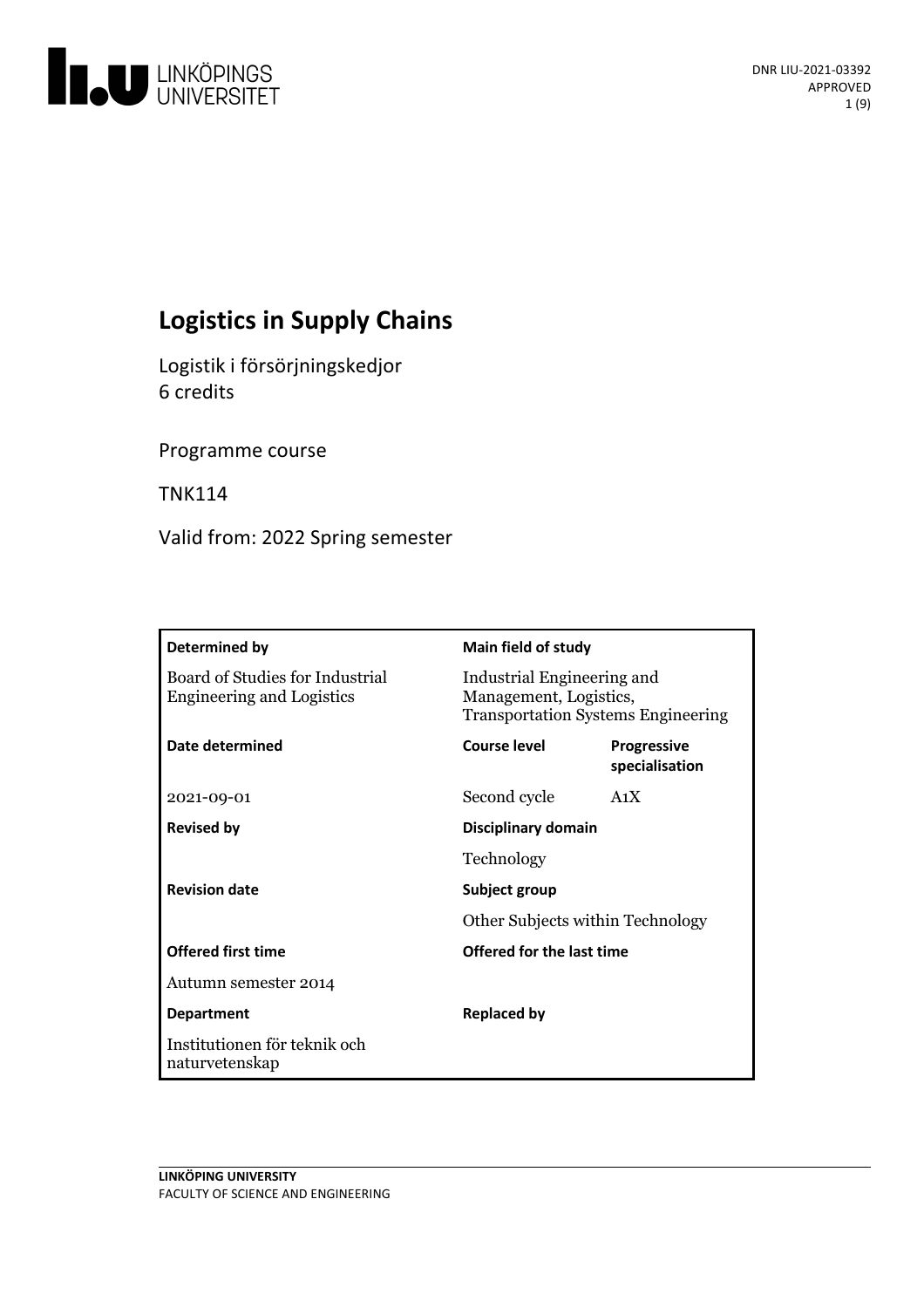# Logistics in Supply Chains

Logistik i försörjningskedjor
6 credits

Programme course

TNK114

Valid from: 2022 Spring semester

| Determined by | Main field of study | |
|---|---|---|
| Board of Studies for Industrial Engineering and Logistics | Industrial Engineering and Management, Logistics, Transportation Systems Engineering | |
| **Date determined** | **Course level** | **Progressive specialisation** |
| 2021-09-01 | Second cycle | A1X |
| **Revised by** | **Disciplinary domain** | |
| | Technology | |
| **Revision date** | **Subject group** | |
| | Other Subjects within Technology | |
| **Offered first time** | **Offered for the last time** | |
| Autumn semester 2014 | | |
| **Department** | **Replaced by** | |
| Institutionen för teknik och naturvetenskap | | |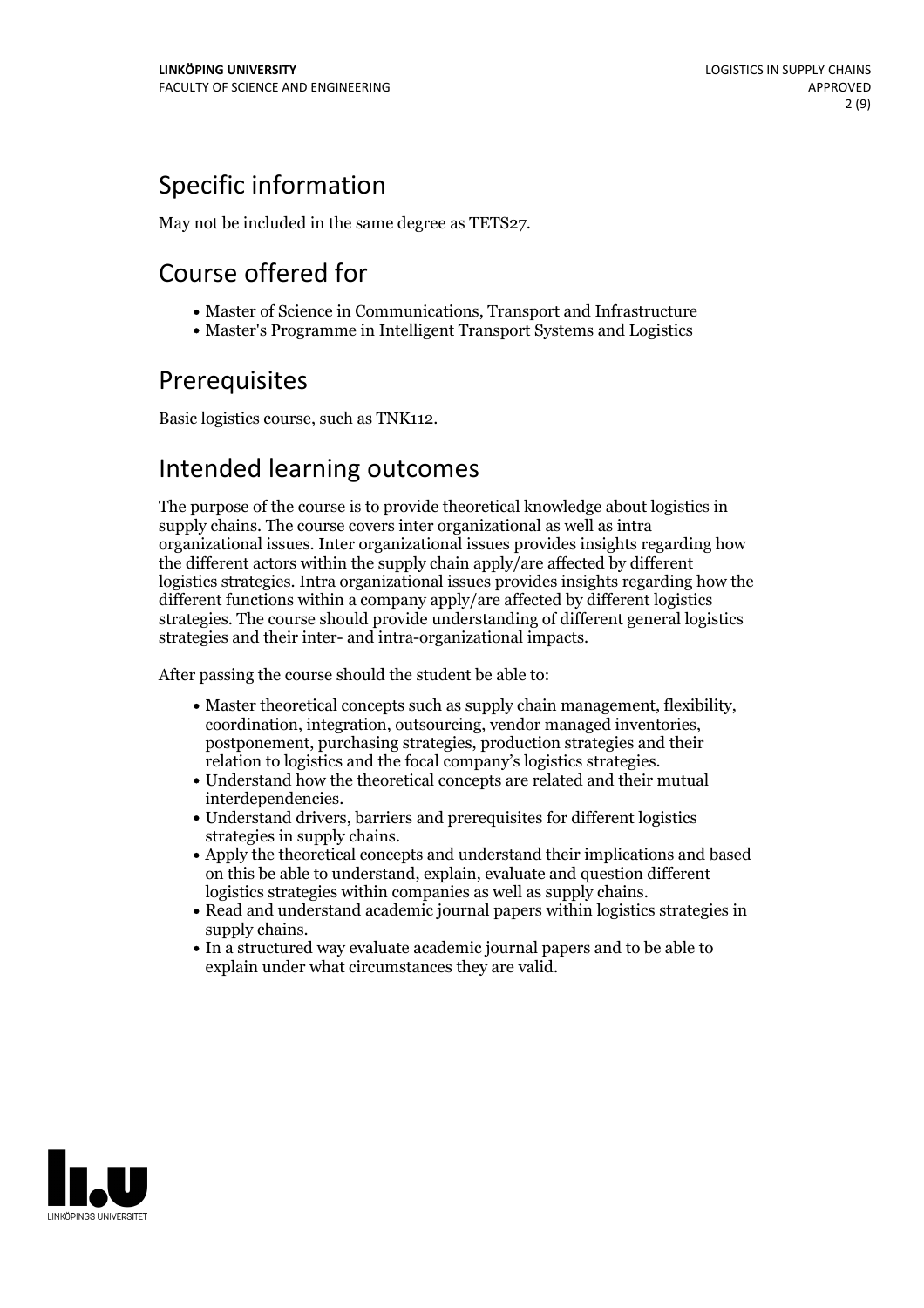## Specific information

May not be included in the same degree as TETS27.

## Course offered for

- Master of Science in Communications, Transport and Infrastructure
- Master's Programme in Intelligent Transport Systems and Logistics

## Prerequisites

Basic logistics course, such as TNK112.

## Intended learning outcomes

The purpose of the course is to provide theoretical knowledge about logistics in supply chains. The course covers inter organizational as well as intra organizational issues. Inter organizational issues provides insights regarding how the different actors within the supply chain apply/are affected by different logistics strategies. Intra organizational issues provides insights regarding how the different functions within a company apply/are affected by different logistics strategies. The course should provide understanding of different general logistics strategies and their inter- and intra-organizational impacts.

After passing the course should the student be able to:

- Master theoretical concepts such as supply chain management, flexibility, coordination, integration, outsourcing, vendor managed inventories, postponement, purchasing strategies, production strategies and their relation to logistics and the focal company's logistics strategies.
- Understand how the theoretical concepts are related and their mutual interdependencies.
- Understand drivers, barriers and prerequisites for different logistics strategies in supply chains.
- Apply the theoretical concepts and understand their implications and based on this be able to understand, explain, evaluate and question different logistics strategies within companies as well as supply chains.
- Read and understand academic journal papers within logistics strategies in supply chains.
- In a structured way evaluate academic journal papers and to be able to explain under what circumstances they are valid.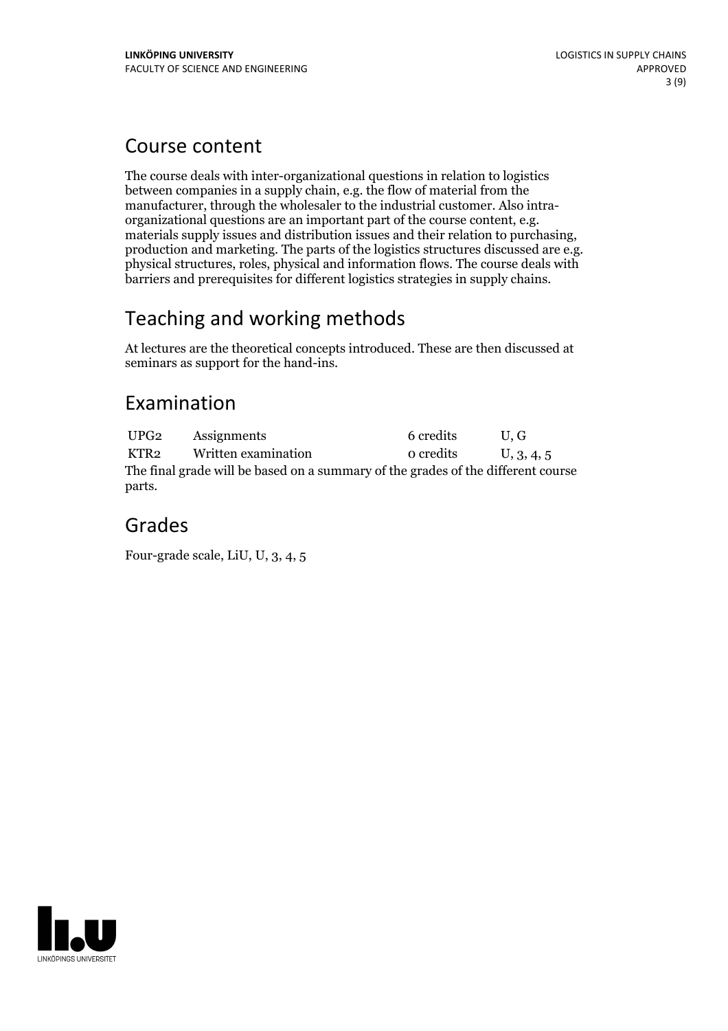## Course content

The course deals with inter-organizational questions in relation to logistics between companies in a supply chain, e.g. the flow of material from the manufacturer, through the wholesaler to the industrial customer. Also intra-organizational questions are an important part of the course content, e.g. materials supply issues and distribution issues and their relation to purchasing, production and marketing. The parts of the logistics structures discussed are e.g. physical structures, roles, physical and information flows. The course deals with barriers and prerequisites for different logistics strategies in supply chains.

## Teaching and working methods

At lectures are the theoretical concepts introduced. These are then discussed at seminars as support for the hand-ins.

## Examination

| | | | |
|---|---|---|---|
| UPG2 | Assignments | 6 credits | U, G |
| KTR2 | Written examination | 0 credits | U, 3, 4, 5 |

The final grade will be based on a summary of the grades of the different course parts.

## Grades

Four-grade scale, LiU, U, 3, 4, 5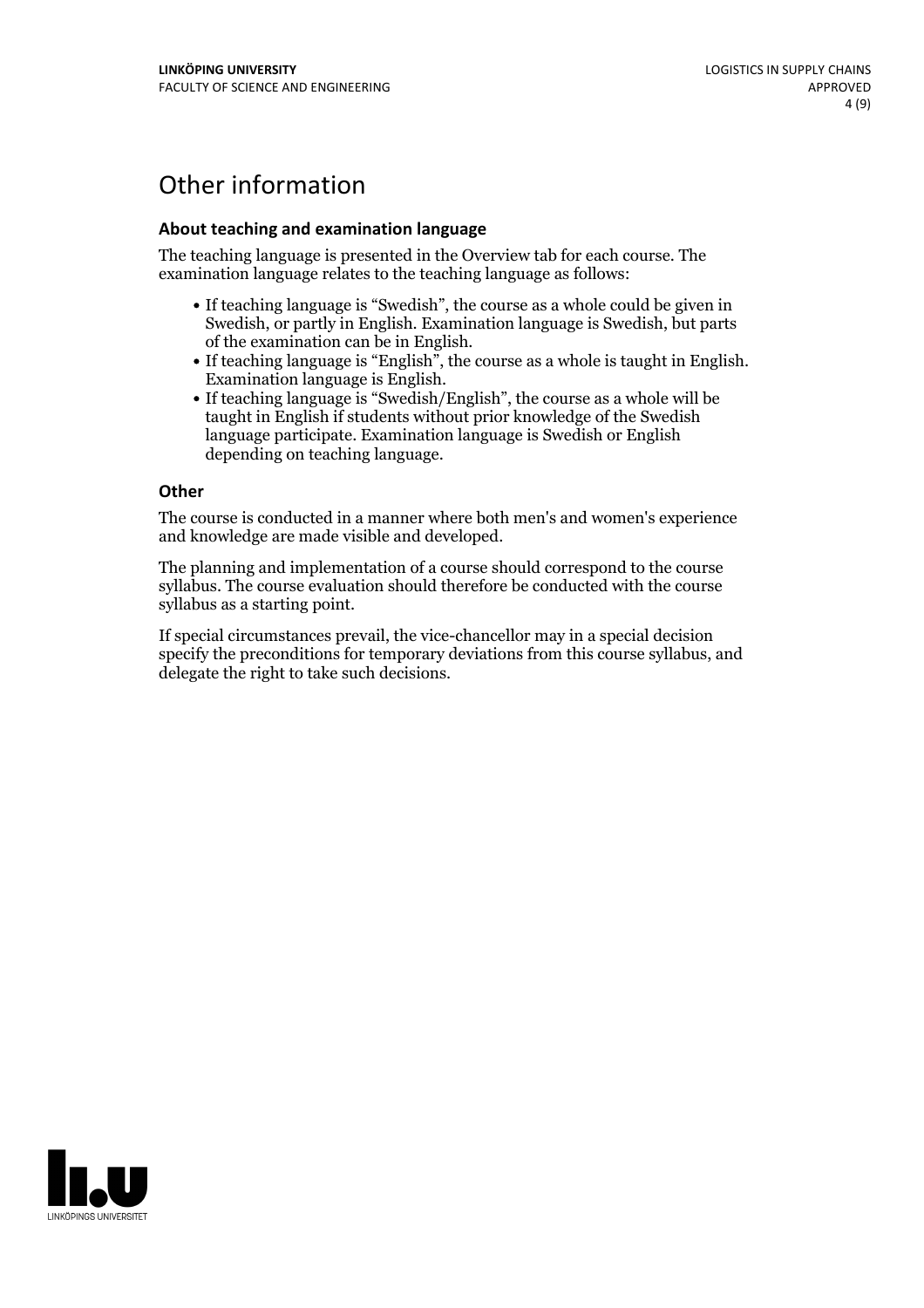# Other information

### About teaching and examination language

The teaching language is presented in the Overview tab for each course. The examination language relates to the teaching language as follows:

- If teaching language is "Swedish", the course as a whole could be given in Swedish, or partly in English. Examination language is Swedish, but parts of the examination can be in English.
- If teaching language is "English", the course as a whole is taught in English. Examination language is English.
- If teaching language is "Swedish/English", the course as a whole will be taught in English if students without prior knowledge of the Swedish language participate. Examination language is Swedish or English depending on teaching language.

### Other

The course is conducted in a manner where both men's and women's experience and knowledge are made visible and developed.

The planning and implementation of a course should correspond to the course syllabus. The course evaluation should therefore be conducted with the course syllabus as a starting point.

If special circumstances prevail, the vice-chancellor may in a special decision specify the preconditions for temporary deviations from this course syllabus, and delegate the right to take such decisions.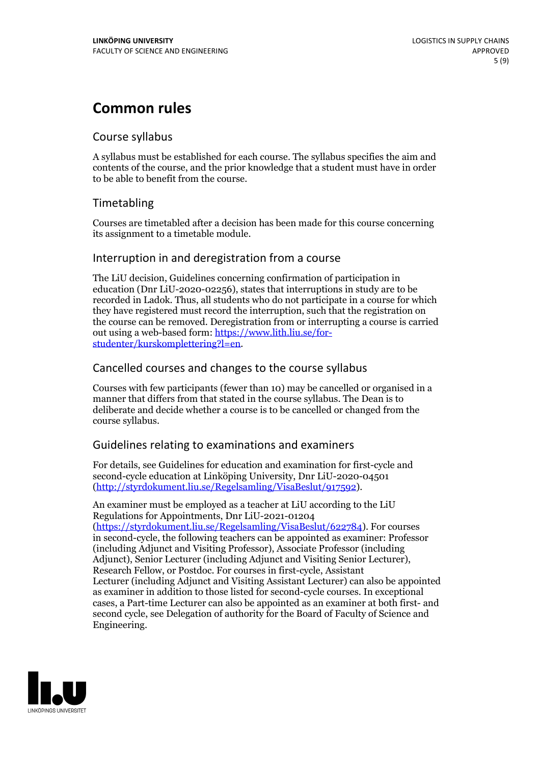# Common rules

## Course syllabus

A syllabus must be established for each course. The syllabus specifies the aim and contents of the course, and the prior knowledge that a student must have in order to be able to benefit from the course.

## Timetabling

Courses are timetabled after a decision has been made for this course concerning its assignment to a timetable module.

## Interruption in and deregistration from a course

The LiU decision, Guidelines concerning confirmation of participation in education (Dnr LiU-2020-02256), states that interruptions in study are to be recorded in Ladok. Thus, all students who do not participate in a course for which they have registered must record the interruption, such that the registration on the course can be removed. Deregistration from or interrupting a course is carried out using a web-based form: [https://www.lith.liu.se/for-studenter/kurskomplettering?l=en](https://www.lith.liu.se/for-studenter/kurskomplettering?l=en).

## Cancelled courses and changes to the course syllabus

Courses with few participants (fewer than 10) may be cancelled or organised in a manner that differs from that stated in the course syllabus. The Dean is to deliberate and decide whether a course is to be cancelled or changed from the course syllabus.

## Guidelines relating to examinations and examiners

For details, see Guidelines for education and examination for first-cycle and second-cycle education at Linköping University, Dnr LiU-2020-04501 ([http://styrdokument.liu.se/Regelsamling/VisaBeslut/917592](http://styrdokument.liu.se/Regelsamling/VisaBeslut/917592)).

An examiner must be employed as a teacher at LiU according to the LiU Regulations for Appointments, Dnr LiU-2021-01204 ([https://styrdokument.liu.se/Regelsamling/VisaBeslut/622784](https://styrdokument.liu.se/Regelsamling/VisaBeslut/622784)). For courses in second-cycle, the following teachers can be appointed as examiner: Professor (including Adjunct and Visiting Professor), Associate Professor (including Adjunct), Senior Lecturer (including Adjunct and Visiting Senior Lecturer), Research Fellow, or Postdoc. For courses in first-cycle, Assistant Lecturer (including Adjunct and Visiting Assistant Lecturer) can also be appointed as examiner in addition to those listed for second-cycle courses. In exceptional cases, a Part-time Lecturer can also be appointed as an examiner at both first- and second cycle, see Delegation of authority for the Board of Faculty of Science and Engineering.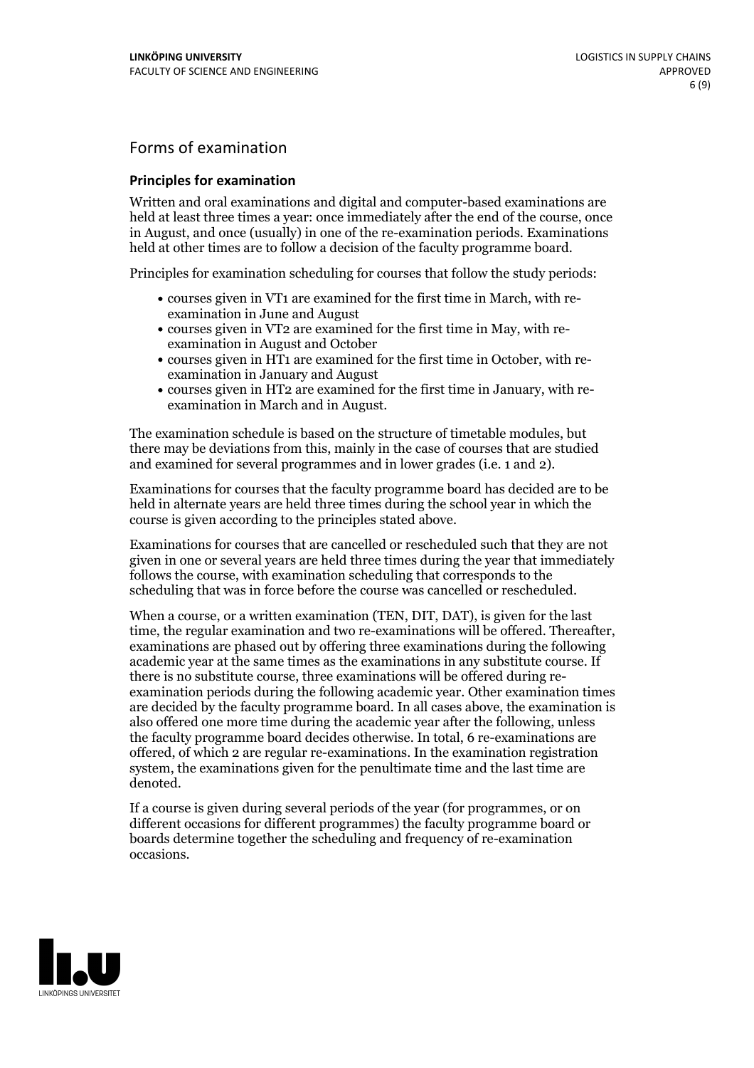## Forms of examination

### Principles for examination

Written and oral examinations and digital and computer-based examinations are held at least three times a year: once immediately after the end of the course, once in August, and once (usually) in one of the re-examination periods. Examinations held at other times are to follow a decision of the faculty programme board.

Principles for examination scheduling for courses that follow the study periods:

- courses given in VT1 are examined for the first time in March, with re-examination in June and August
- courses given in VT2 are examined for the first time in May, with re-examination in August and October
- courses given in HT1 are examined for the first time in October, with re-examination in January and August
- courses given in HT2 are examined for the first time in January, with re-examination in March and in August.

The examination schedule is based on the structure of timetable modules, but there may be deviations from this, mainly in the case of courses that are studied and examined for several programmes and in lower grades (i.e. 1 and 2).

Examinations for courses that the faculty programme board has decided are to be held in alternate years are held three times during the school year in which the course is given according to the principles stated above.

Examinations for courses that are cancelled or rescheduled such that they are not given in one or several years are held three times during the year that immediately follows the course, with examination scheduling that corresponds to the scheduling that was in force before the course was cancelled or rescheduled.

When a course, or a written examination (TEN, DIT, DAT), is given for the last time, the regular examination and two re-examinations will be offered. Thereafter, examinations are phased out by offering three examinations during the following academic year at the same times as the examinations in any substitute course. If there is no substitute course, three examinations will be offered during re-examination periods during the following academic year. Other examination times are decided by the faculty programme board. In all cases above, the examination is also offered one more time during the academic year after the following, unless the faculty programme board decides otherwise. In total, 6 re-examinations are offered, of which 2 are regular re-examinations. In the examination registration system, the examinations given for the penultimate time and the last time are denoted.

If a course is given during several periods of the year (for programmes, or on different occasions for different programmes) the faculty programme board or boards determine together the scheduling and frequency of re-examination occasions.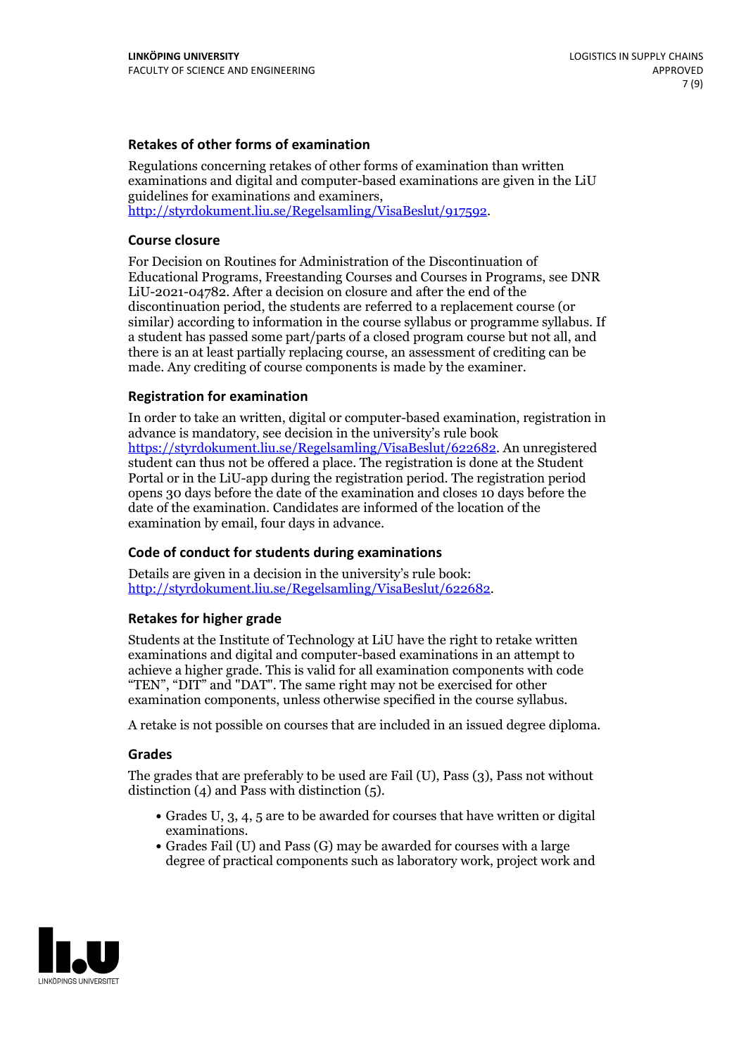### Retakes of other forms of examination

Regulations concerning retakes of other forms of examination than written examinations and digital and computer-based examinations are given in the LiU guidelines for examinations and examiners, http://styrdokument.liu.se/Regelsamling/VisaBeslut/917592.

### Course closure

For Decision on Routines for Administration of the Discontinuation of Educational Programs, Freestanding Courses and Courses in Programs, see DNR LiU-2021-04782. After a decision on closure and after the end of the discontinuation period, the students are referred to a replacement course (or similar) according to information in the course syllabus or programme syllabus. If a student has passed some part/parts of a closed program course but not all, and there is an at least partially replacing course, an assessment of crediting can be made. Any crediting of course components is made by the examiner.

### Registration for examination

In order to take an written, digital or computer-based examination, registration in advance is mandatory, see decision in the university's rule book https://styrdokument.liu.se/Regelsamling/VisaBeslut/622682. An unregistered student can thus not be offered a place. The registration is done at the Student Portal or in the LiU-app during the registration period. The registration period opens 30 days before the date of the examination and closes 10 days before the date of the examination. Candidates are informed of the location of the examination by email, four days in advance.

### Code of conduct for students during examinations

Details are given in a decision in the university's rule book: http://styrdokument.liu.se/Regelsamling/VisaBeslut/622682.

### Retakes for higher grade

Students at the Institute of Technology at LiU have the right to retake written examinations and digital and computer-based examinations in an attempt to achieve a higher grade. This is valid for all examination components with code "TEN", "DIT" and "DAT". The same right may not be exercised for other examination components, unless otherwise specified in the course syllabus.

A retake is not possible on courses that are included in an issued degree diploma.

### Grades

The grades that are preferably to be used are Fail (U), Pass (3), Pass not without distinction (4) and Pass with distinction (5).

- Grades U, 3, 4, 5 are to be awarded for courses that have written or digital examinations.
- Grades Fail (U) and Pass (G) may be awarded for courses with a large degree of practical components such as laboratory work, project work and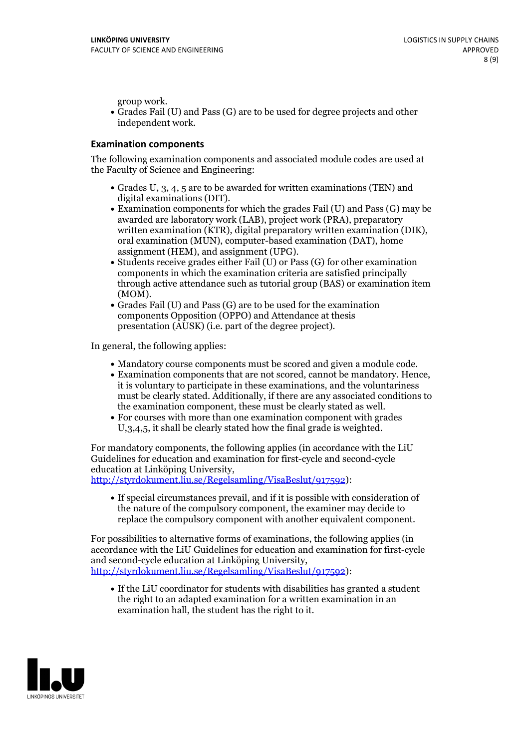group work.

- Grades Fail (U) and Pass (G) are to be used for degree projects and other independent work.

### Examination components

The following examination components and associated module codes are used at the Faculty of Science and Engineering:

- Grades U, 3, 4, 5 are to be awarded for written examinations (TEN) and digital examinations (DIT).
- Examination components for which the grades Fail (U) and Pass (G) may be awarded are laboratory work (LAB), project work (PRA), preparatory written examination (KTR), digital preparatory written examination (DIK), oral examination (MUN), computer-based examination (DAT), home assignment (HEM), and assignment (UPG).
- Students receive grades either Fail (U) or Pass (G) for other examination components in which the examination criteria are satisfied principally through active attendance such as tutorial group (BAS) or examination item (MOM).
- Grades Fail (U) and Pass (G) are to be used for the examination components Opposition (OPPO) and Attendance at thesis presentation (AUSK) (i.e. part of the degree project).

In general, the following applies:

- Mandatory course components must be scored and given a module code.
- Examination components that are not scored, cannot be mandatory. Hence, it is voluntary to participate in these examinations, and the voluntariness must be clearly stated. Additionally, if there are any associated conditions to the examination component, these must be clearly stated as well.
- For courses with more than one examination component with grades U,3,4,5, it shall be clearly stated how the final grade is weighted.

For mandatory components, the following applies (in accordance with the LiU Guidelines for education and examination for first-cycle and second-cycle education at Linköping University, http://styrdokument.liu.se/Regelsamling/VisaBeslut/917592):

- If special circumstances prevail, and if it is possible with consideration of the nature of the compulsory component, the examiner may decide to replace the compulsory component with another equivalent component.

For possibilities to alternative forms of examinations, the following applies (in accordance with the LiU Guidelines for education and examination for first-cycle and second-cycle education at Linköping University, http://styrdokument.liu.se/Regelsamling/VisaBeslut/917592):

- If the LiU coordinator for students with disabilities has granted a student the right to an adapted examination for a written examination in an examination hall, the student has the right to it.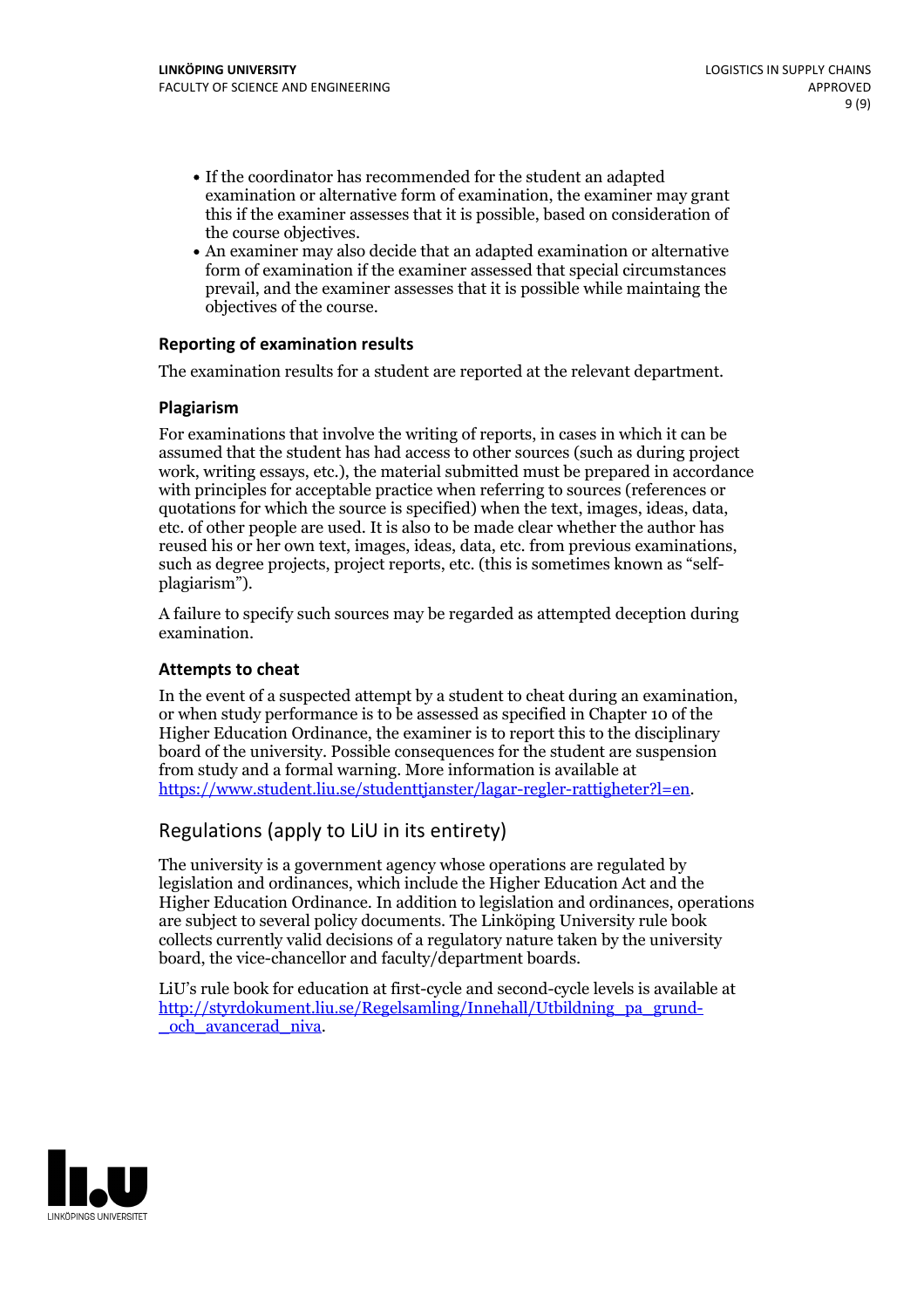- If the coordinator has recommended for the student an adapted examination or alternative form of examination, the examiner may grant this if the examiner assesses that it is possible, based on consideration of the course objectives.
- An examiner may also decide that an adapted examination or alternative form of examination if the examiner assessed that special circumstances prevail, and the examiner assesses that it is possible while maintaing the objectives of the course.

### Reporting of examination results

The examination results for a student are reported at the relevant department.

### Plagiarism

For examinations that involve the writing of reports, in cases in which it can be assumed that the student has had access to other sources (such as during project work, writing essays, etc.), the material submitted must be prepared in accordance with principles for acceptable practice when referring to sources (references or quotations for which the source is specified) when the text, images, ideas, data, etc. of other people are used. It is also to be made clear whether the author has reused his or her own text, images, ideas, data, etc. from previous examinations, such as degree projects, project reports, etc. (this is sometimes known as "self-plagiarism").

A failure to specify such sources may be regarded as attempted deception during examination.

### Attempts to cheat

In the event of a suspected attempt by a student to cheat during an examination, or when study performance is to be assessed as specified in Chapter 10 of the Higher Education Ordinance, the examiner is to report this to the disciplinary board of the university. Possible consequences for the student are suspension from study and a formal warning. More information is available at https://www.student.liu.se/studenttjanster/lagar-regler-rattigheter?l=en.

## Regulations (apply to LiU in its entirety)

The university is a government agency whose operations are regulated by legislation and ordinances, which include the Higher Education Act and the Higher Education Ordinance. In addition to legislation and ordinances, operations are subject to several policy documents. The Linköping University rule book collects currently valid decisions of a regulatory nature taken by the university board, the vice-chancellor and faculty/department boards.

LiU's rule book for education at first-cycle and second-cycle levels is available at http://styrdokument.liu.se/Regelsamling/Innehall/Utbildning_pa_grund-_och_avancerad_niva.